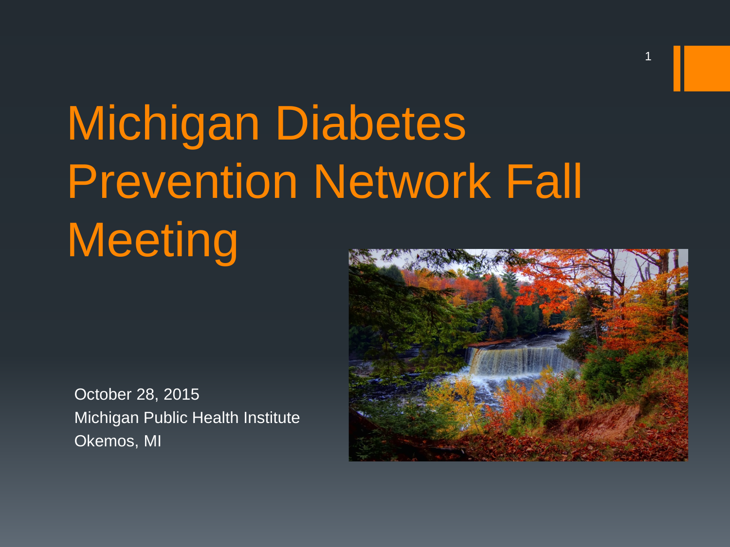# Michigan Diabetes Prevention Network Fall Meeting

October 28, 2015
Michigan Public Health Institute
Okemos, MI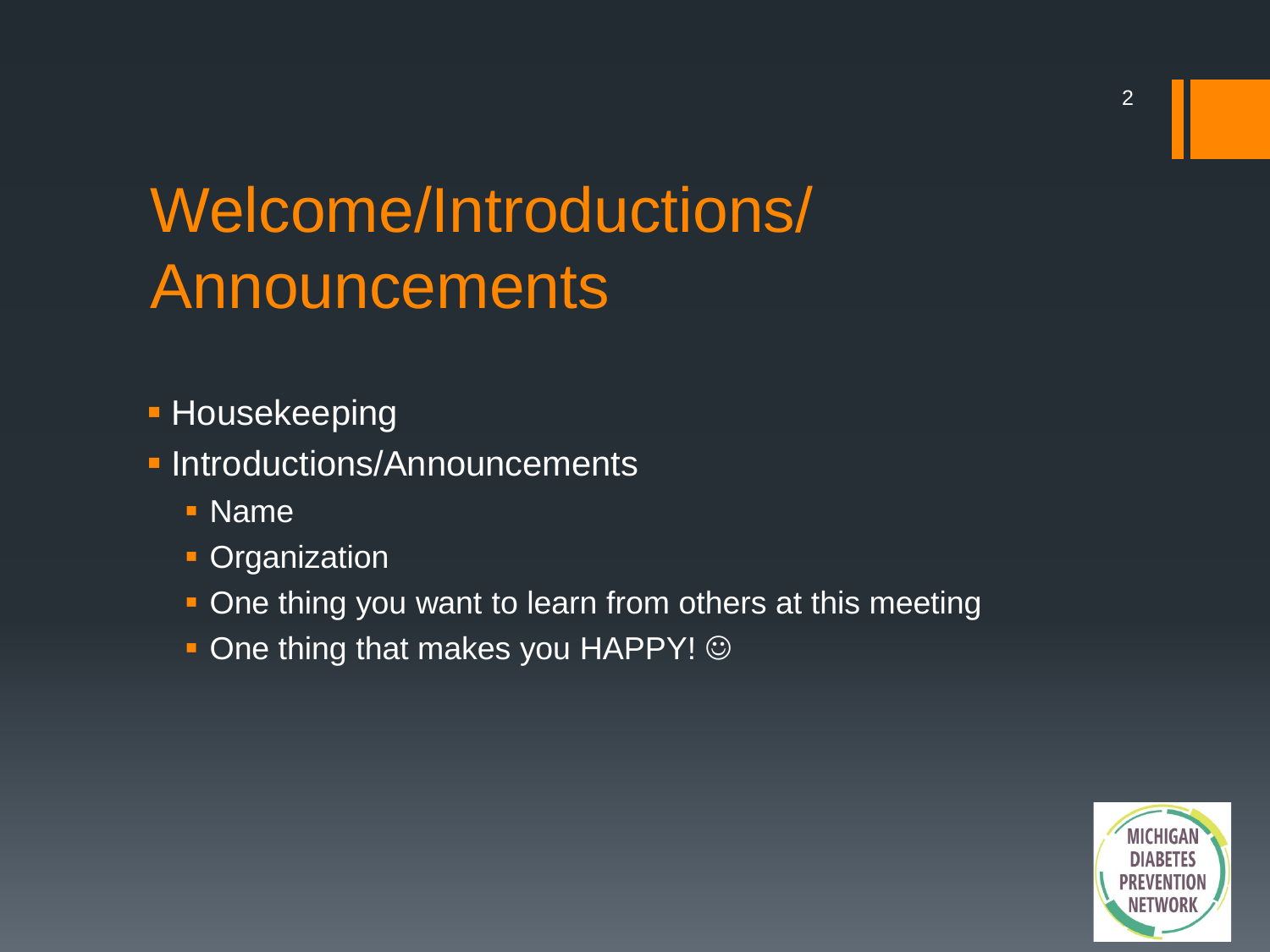# Welcome/Introductions/ Announcements

- Housekeeping
- Introductions/Announcements
  - Name
  - Organization
  - One thing you want to learn from others at this meeting
  - One thing that makes you HAPPY! ☺

MICHIGAN DIABETES PREVENTION NETWORK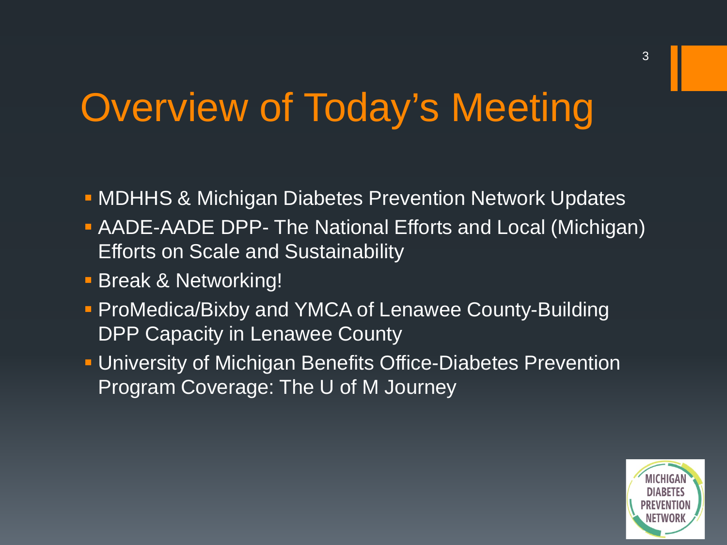# Overview of Today's Meeting

- MDHHS & Michigan Diabetes Prevention Network Updates
- AADE-AADE DPP- The National Efforts and Local (Michigan) Efforts on Scale and Sustainability
- Break & Networking!
- ProMedica/Bixby and YMCA of Lenawee County-Building DPP Capacity in Lenawee County
- University of Michigan Benefits Office-Diabetes Prevention Program Coverage: The U of M Journey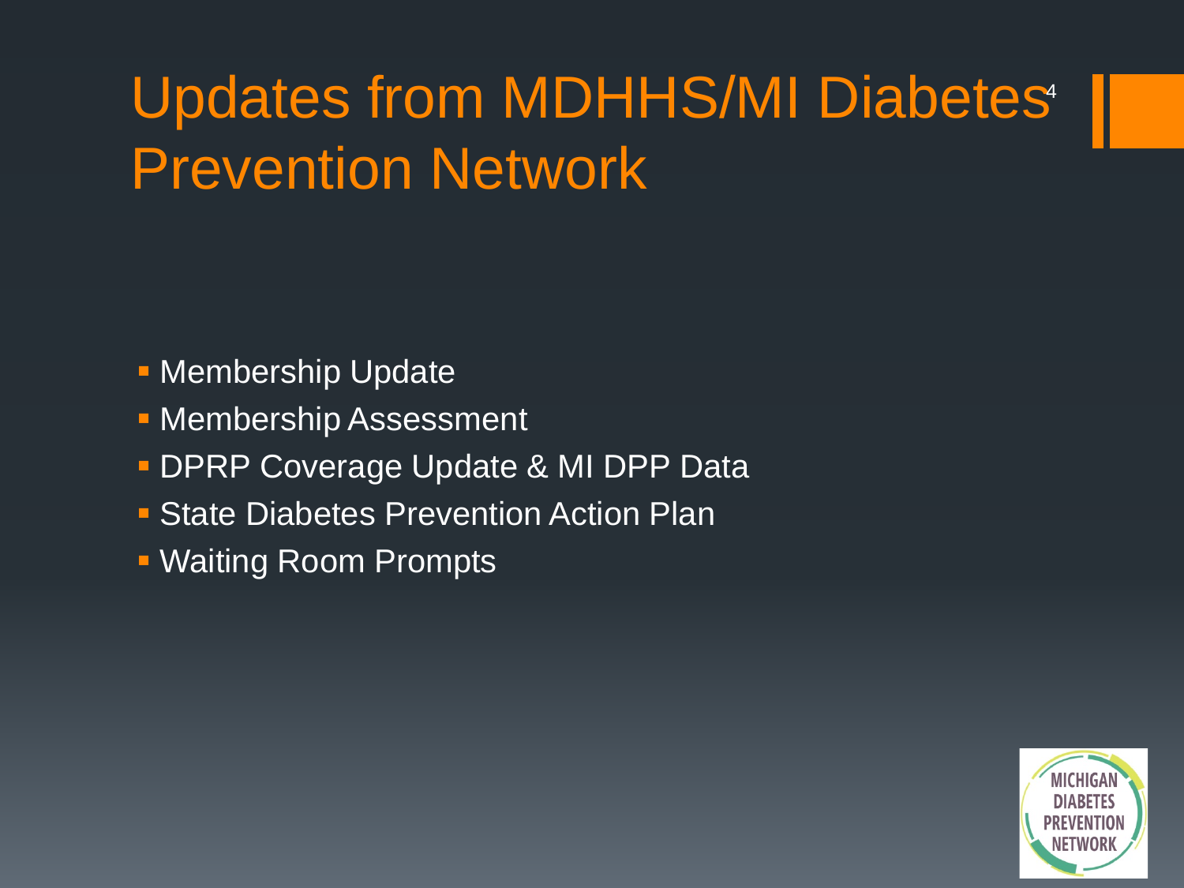# Updates from MDHHS/MI Diabetes Prevention Network

- Membership Update
- Membership Assessment
- DPRP Coverage Update & MI DPP Data
- State Diabetes Prevention Action Plan
- Waiting Room Prompts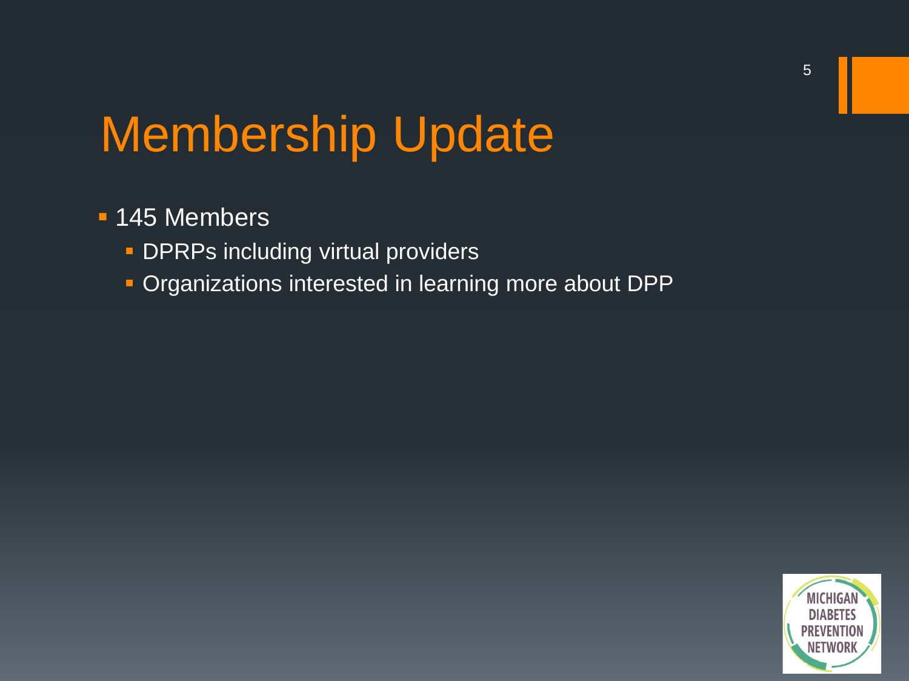# Membership Update

- 145 Members
  - DPRPs including virtual providers
  - Organizations interested in learning more about DPP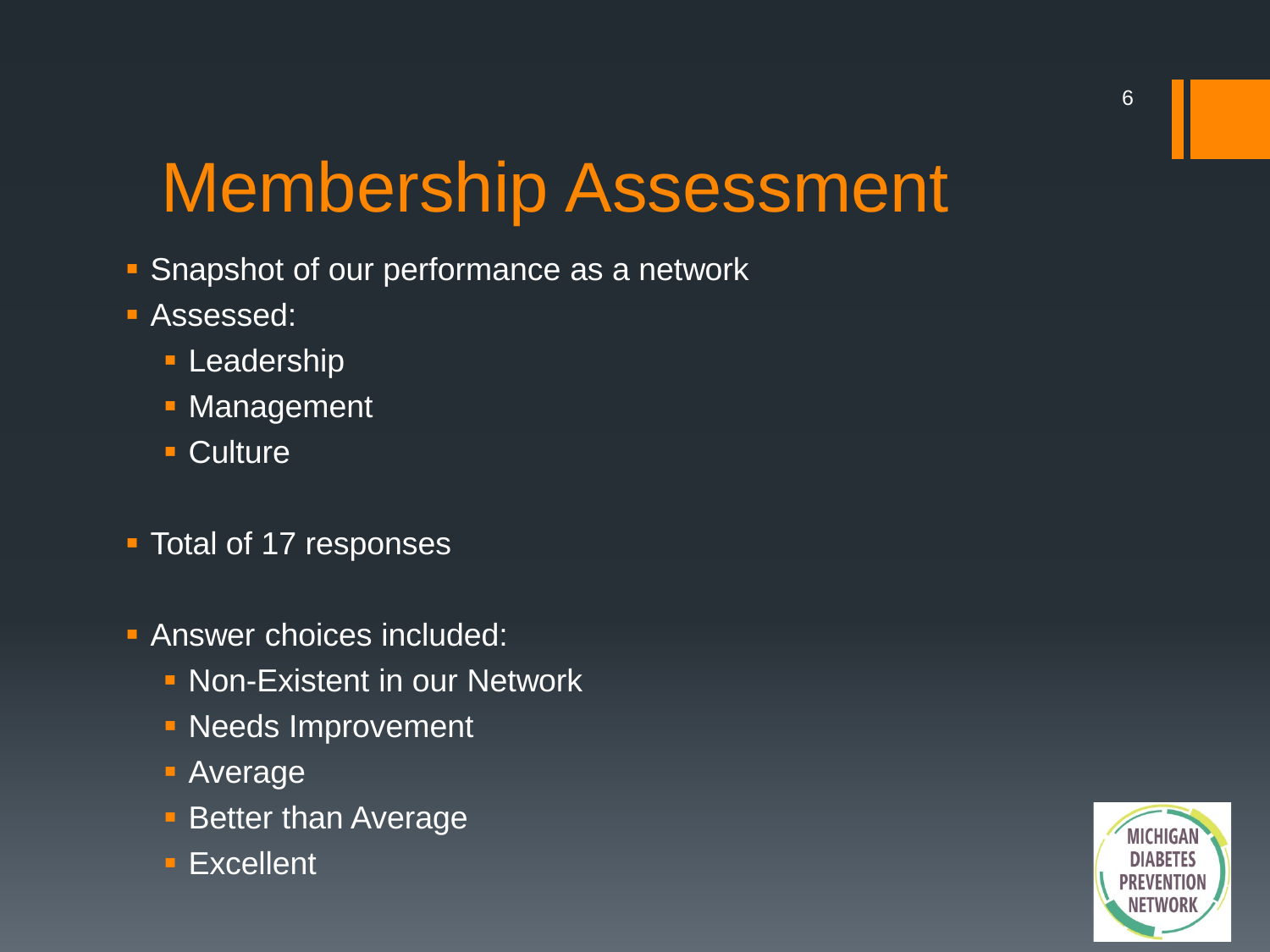# Membership Assessment

- Snapshot of our performance as a network
- Assessed:
  - Leadership
  - Management
  - Culture

- Total of 17 responses

- Answer choices included:
  - Non-Existent in our Network
  - Needs Improvement
  - Average
  - Better than Average
  - Excellent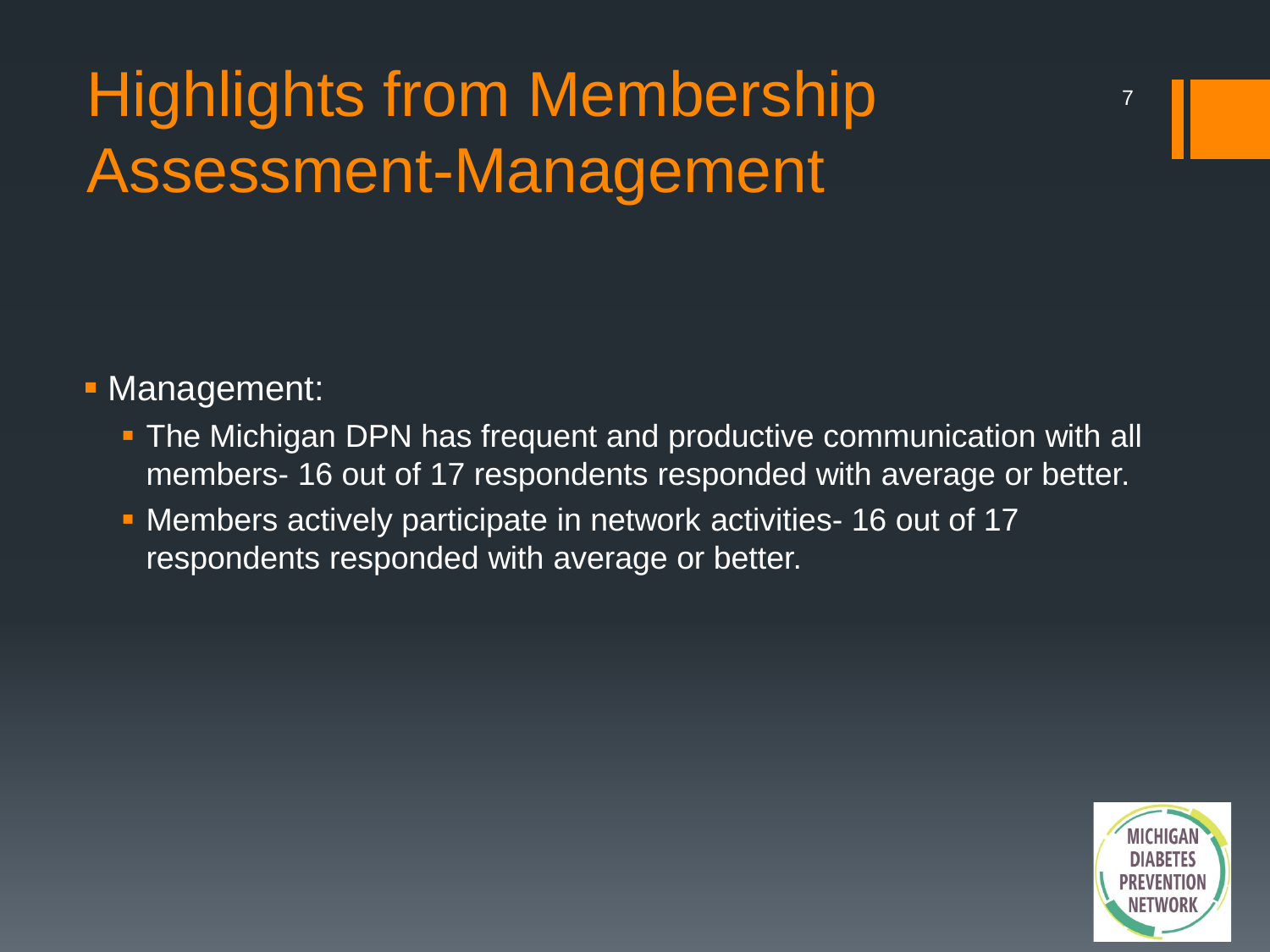# Highlights from Membership Assessment-Management

- Management:
  - The Michigan DPN has frequent and productive communication with all members- 16 out of 17 respondents responded with average or better.
  - Members actively participate in network activities- 16 out of 17 respondents responded with average or better.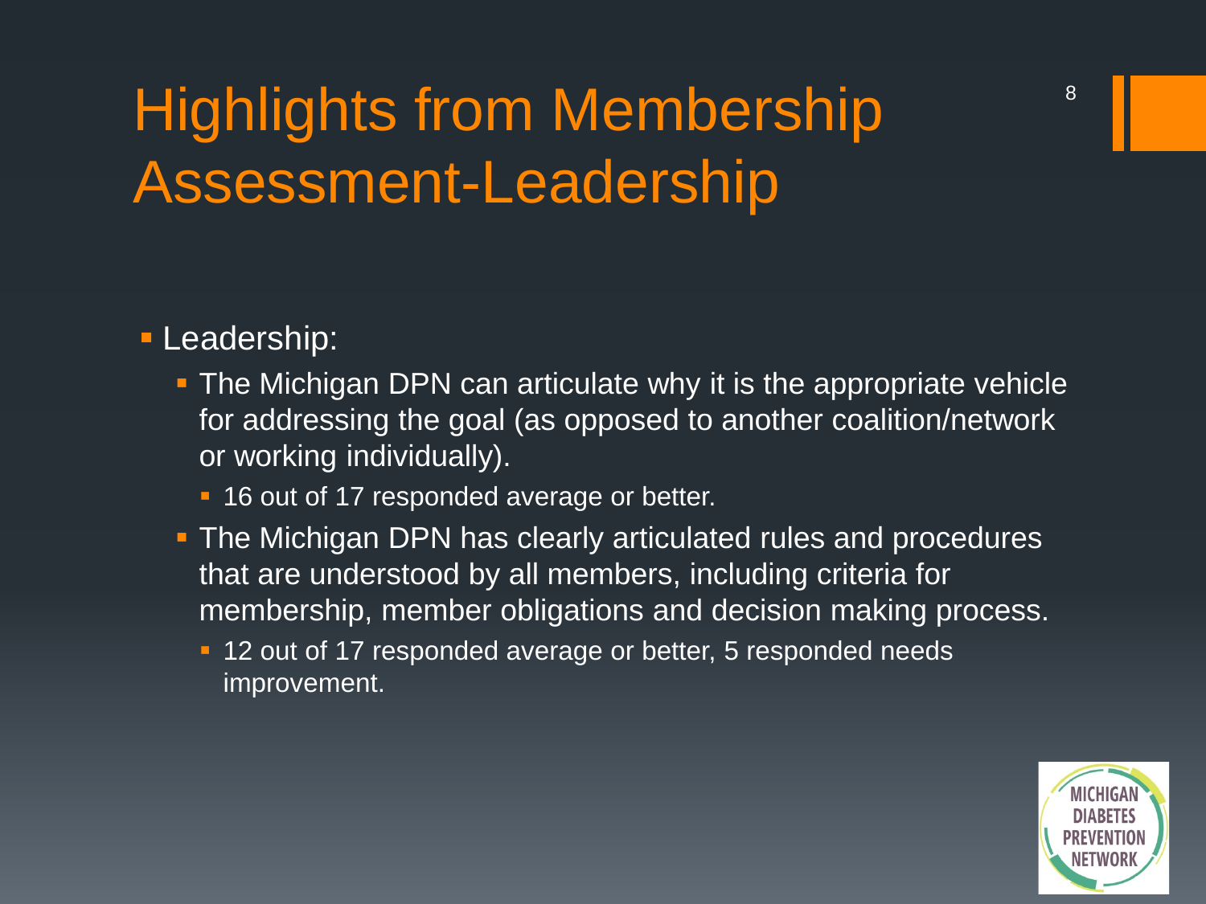# Highlights from Membership Assessment-Leadership

- Leadership:
  - The Michigan DPN can articulate why it is the appropriate vehicle for addressing the goal (as opposed to another coalition/network or working individually).
    - 16 out of 17 responded average or better.
  - The Michigan DPN has clearly articulated rules and procedures that are understood by all members, including criteria for membership, member obligations and decision making process.
    - 12 out of 17 responded average or better, 5 responded needs improvement.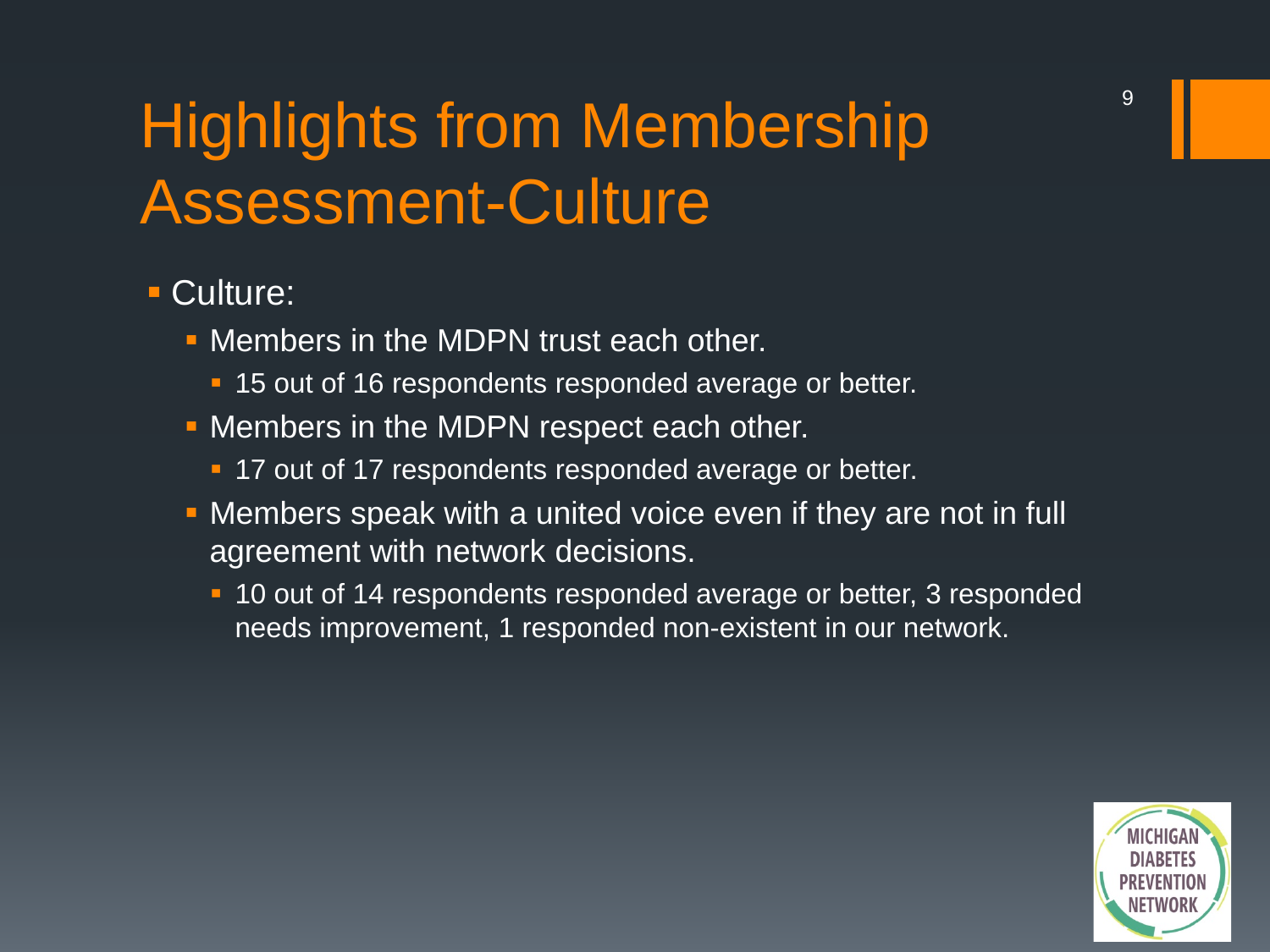# Highlights from Membership Assessment-Culture

- Culture:
  - Members in the MDPN trust each other.
    - 15 out of 16 respondents responded average or better.
  - Members in the MDPN respect each other.
    - 17 out of 17 respondents responded average or better.
  - Members speak with a united voice even if they are not in full agreement with network decisions.
    - 10 out of 14 respondents responded average or better, 3 responded needs improvement, 1 responded non-existent in our network.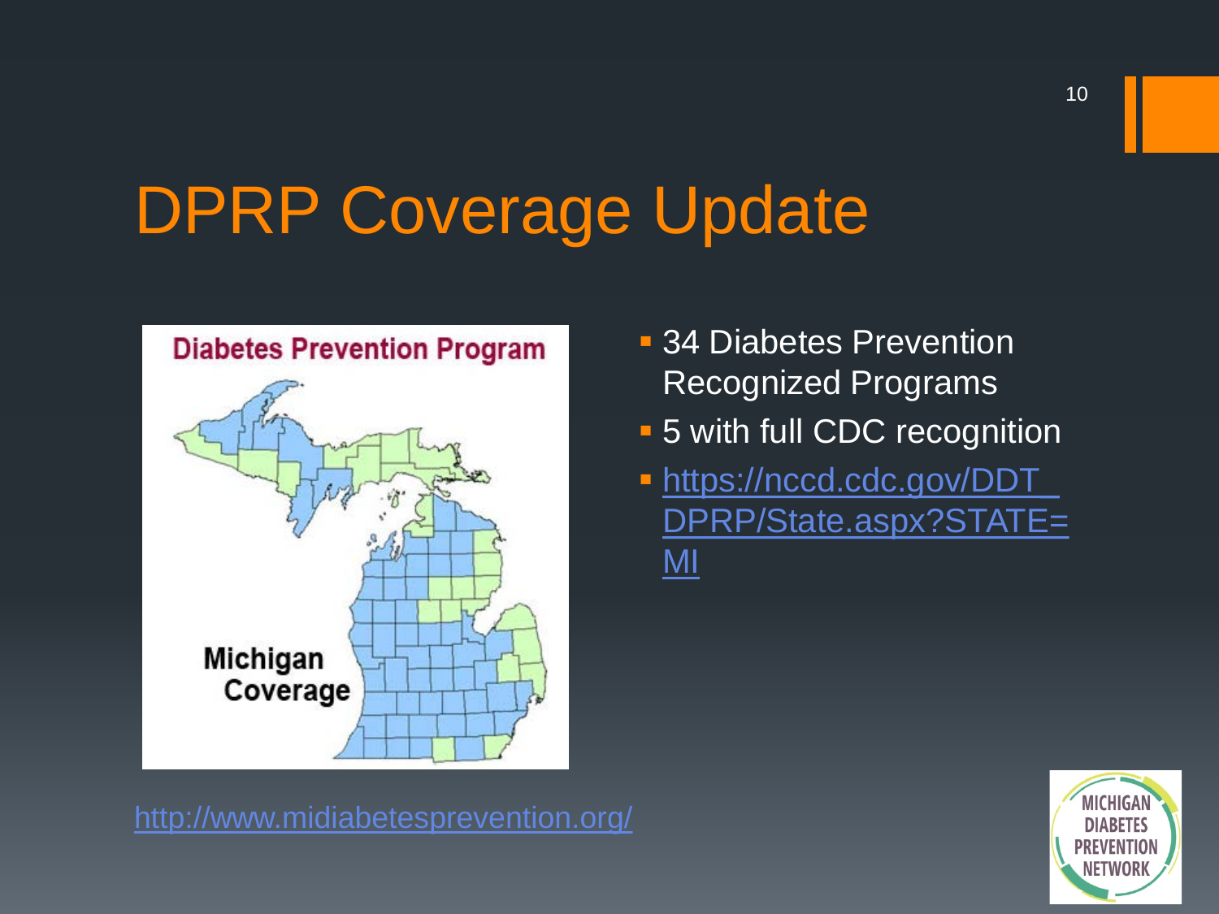# DPRP Coverage Update

- 34 Diabetes Prevention Recognized Programs
- 5 with full CDC recognition
- https://nccd.cdc.gov/DDT_DPRP/State.aspx?STATE=MI

http://www.midiabetesprevention.org/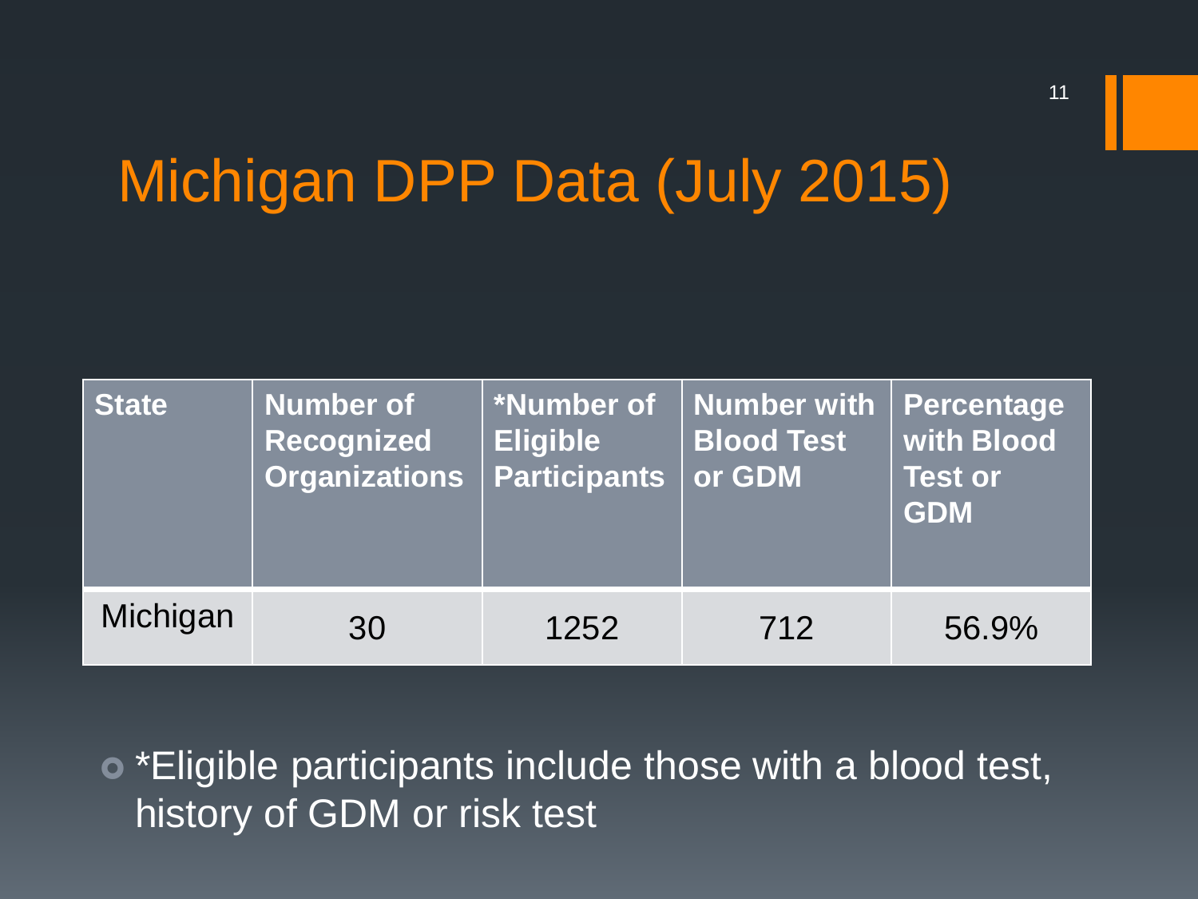# Michigan DPP Data (July 2015)

| State | Number of Recognized Organizations | *Number of Eligible Participants | Number with Blood Test or GDM | Percentage with Blood Test or GDM |
|---|---|---|---|---|
| Michigan | 30 | 1252 | 712 | 56.9% |

- *Eligible participants include those with a blood test, history of GDM or risk test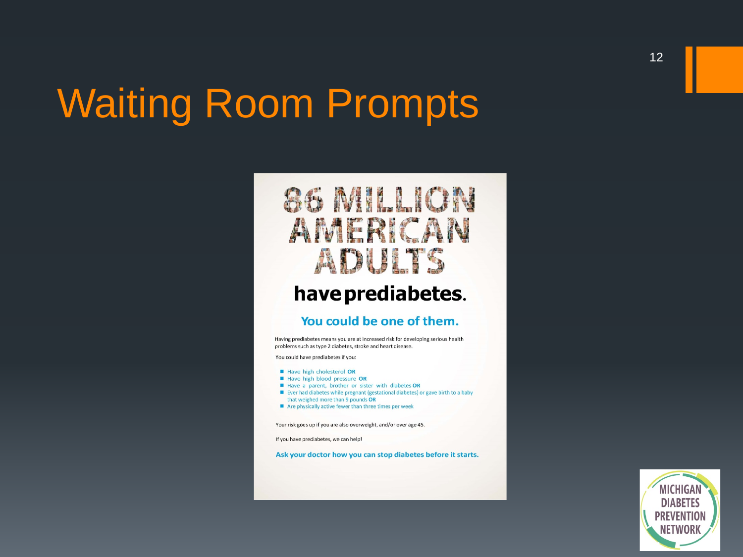# Waiting Room Prompts

## 86 MILLION AMERICAN ADULTS

## have prediabetes.

### You could be one of them.

Having prediabetes means you are at increased risk for developing serious health problems such as type 2 diabetes, stroke and heart disease.

You could have prediabetes if you:

- Have high cholesterol **OR**
- Have high blood pressure **OR**
- Have a parent, brother or sister with diabetes **OR**
- Ever had diabetes while pregnant (gestational diabetes) or gave birth to a baby that weighed more than 9 pounds **OR**
- Are physically active fewer than three times per week

Your risk goes up if you are also overweight, and/or over age 45.

If you have prediabetes, we can help!

**Ask your doctor how you can stop diabetes before it starts.**

MICHIGAN DIABETES PREVENTION NETWORK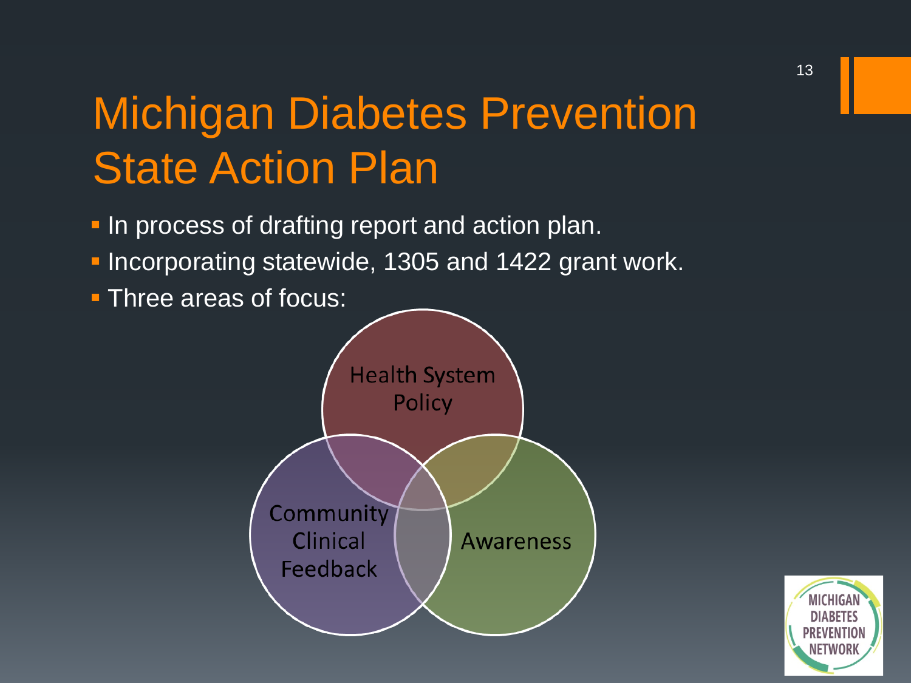# Michigan Diabetes Prevention State Action Plan

- In process of drafting report and action plan.
- Incorporating statewide, 1305 and 1422 grant work.
- Three areas of focus:

Health System Policy

Community Clinical Feedback

Awareness

MICHIGAN DIABETES PREVENTION NETWORK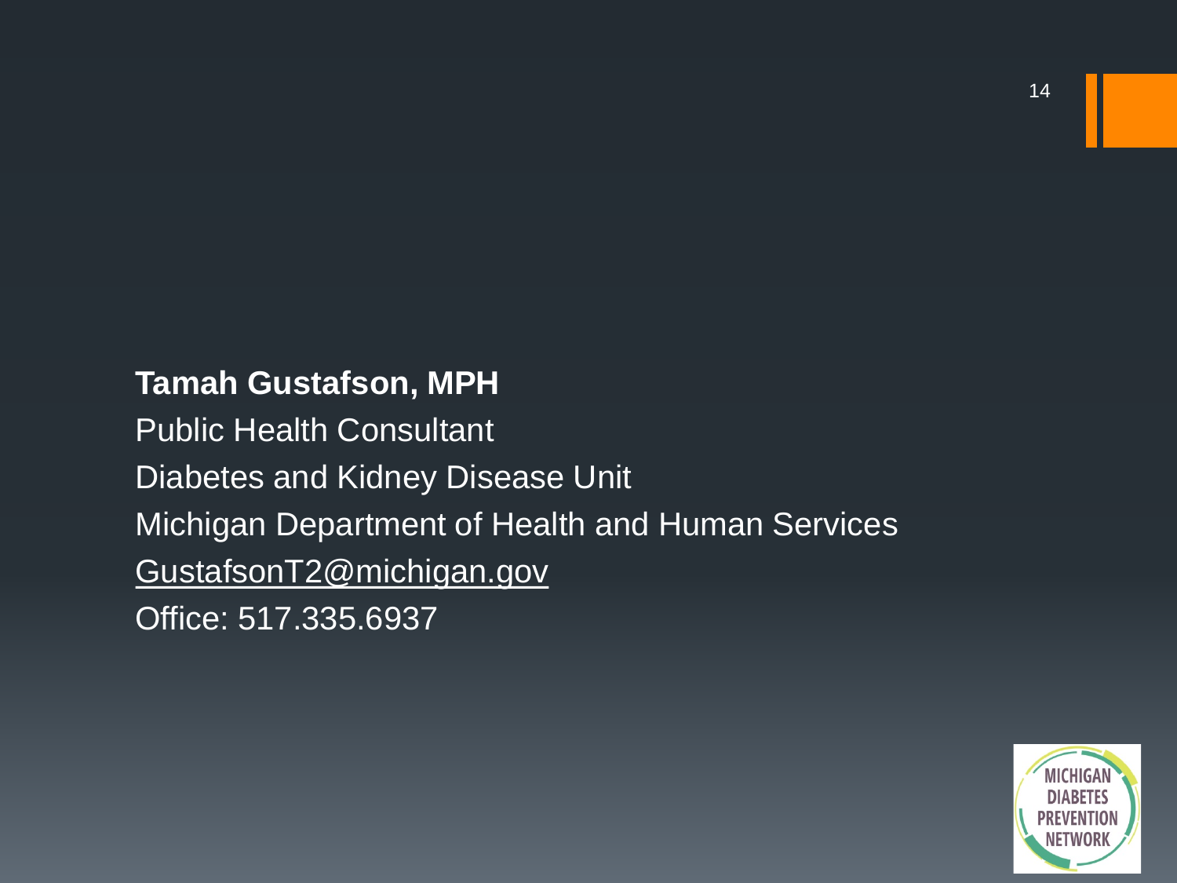**Tamah Gustafson, MPH**

Public Health Consultant

Diabetes and Kidney Disease Unit

Michigan Department of Health and Human Services

GustafsonT2@michigan.gov

Office: 517.335.6937

MICHIGAN DIABETES PREVENTION NETWORK